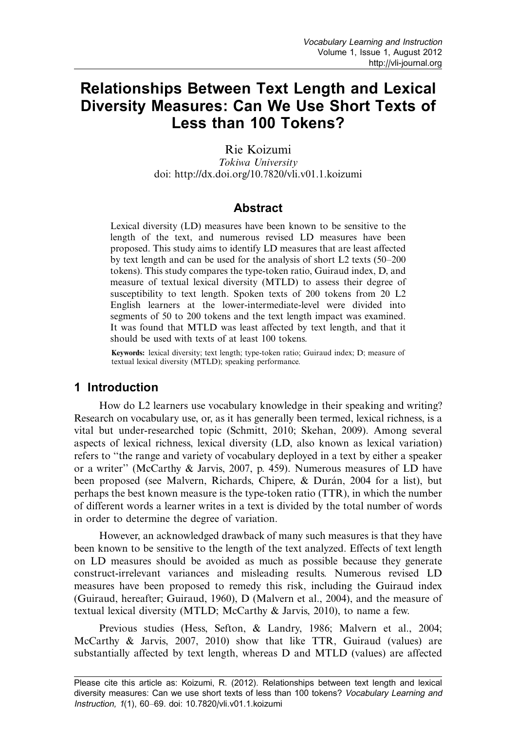# Relationships Between Text Length and Lexical Diversity Measures: Can We Use Short Texts of Less than 100 Tokens?

Rie Koizumi
*Tokiwa University*
doi: http://dx.doi.org/10.7820/vli.v01.1.koizumi

## Abstract

Lexical diversity (LD) measures have been known to be sensitive to the length of the text, and numerous revised LD measures have been proposed. This study aims to identify LD measures that are least affected by text length and can be used for the analysis of short L2 texts (50–200 tokens). This study compares the type-token ratio, Guiraud index, D, and measure of textual lexical diversity (MTLD) to assess their degree of susceptibility to text length. Spoken texts of 200 tokens from 20 L2 English learners at the lower-intermediate-level were divided into segments of 50 to 200 tokens and the text length impact was examined. It was found that MTLD was least affected by text length, and that it should be used with texts of at least 100 tokens.

**Keywords:** lexical diversity; text length; type-token ratio; Guiraud index; D; measure of textual lexical diversity (MTLD); speaking performance.

## 1 Introduction

How do L2 learners use vocabulary knowledge in their speaking and writing? Research on vocabulary use, or, as it has generally been termed, lexical richness, is a vital but under-researched topic (Schmitt, 2010; Skehan, 2009). Among several aspects of lexical richness, lexical diversity (LD, also known as lexical variation) refers to "the range and variety of vocabulary deployed in a text by either a speaker or a writer" (McCarthy & Jarvis, 2007, p. 459). Numerous measures of LD have been proposed (see Malvern, Richards, Chipere, & Durán, 2004 for a list), but perhaps the best known measure is the type-token ratio (TTR), in which the number of different words a learner writes in a text is divided by the total number of words in order to determine the degree of variation.

However, an acknowledged drawback of many such measures is that they have been known to be sensitive to the length of the text analyzed. Effects of text length on LD measures should be avoided as much as possible because they generate construct-irrelevant variances and misleading results. Numerous revised LD measures have been proposed to remedy this risk, including the Guiraud index (Guiraud, hereafter; Guiraud, 1960), D (Malvern et al., 2004), and the measure of textual lexical diversity (MTLD; McCarthy & Jarvis, 2010), to name a few.

Previous studies (Hess, Sefton, & Landry, 1986; Malvern et al., 2004; McCarthy & Jarvis, 2007, 2010) show that like TTR, Guiraud (values) are substantially affected by text length, whereas D and MTLD (values) are affected

Please cite this article as: Koizumi, R. (2012). Relationships between text length and lexical diversity measures: Can we use short texts of less than 100 tokens? *Vocabulary Learning and Instruction, 1*(1), 60–69. doi: 10.7820/vli.v01.1.koizumi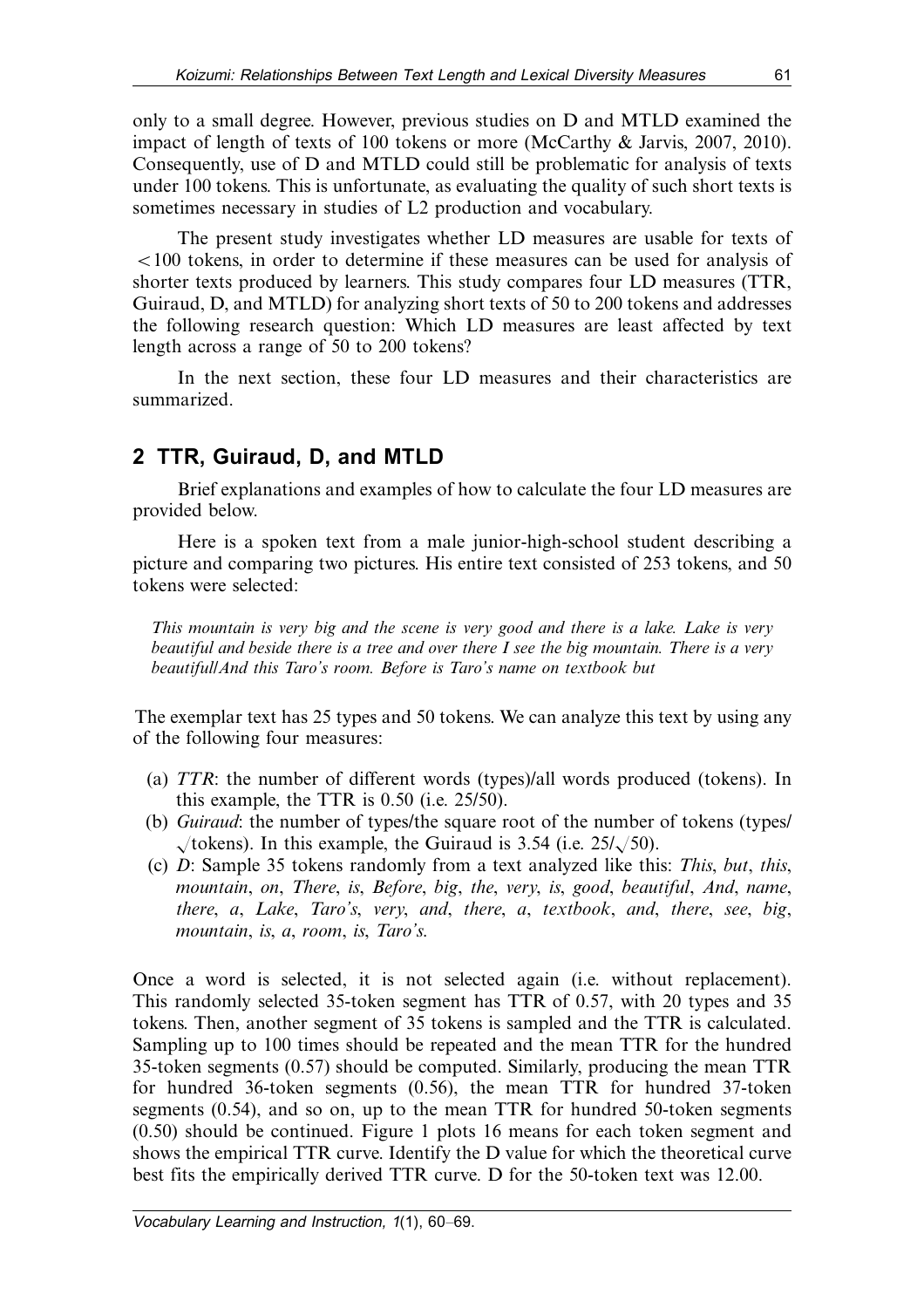only to a small degree. However, previous studies on D and MTLD examined the impact of length of texts of 100 tokens or more (McCarthy & Jarvis, 2007, 2010). Consequently, use of D and MTLD could still be problematic for analysis of texts under 100 tokens. This is unfortunate, as evaluating the quality of such short texts is sometimes necessary in studies of L2 production and vocabulary.

The present study investigates whether LD measures are usable for texts of <100 tokens, in order to determine if these measures can be used for analysis of shorter texts produced by learners. This study compares four LD measures (TTR, Guiraud, D, and MTLD) for analyzing short texts of 50 to 200 tokens and addresses the following research question: Which LD measures are least affected by text length across a range of 50 to 200 tokens?

In the next section, these four LD measures and their characteristics are summarized.

## 2 TTR, Guiraud, D, and MTLD

Brief explanations and examples of how to calculate the four LD measures are provided below.

Here is a spoken text from a male junior-high-school student describing a picture and comparing two pictures. His entire text consisted of 253 tokens, and 50 tokens were selected:

*This mountain is very big and the scene is very good and there is a lake. Lake is very beautiful and beside there is a tree and over there I see the big mountain. There is a very beautiful/And this Taro's room. Before is Taro's name on textbook but*

The exemplar text has 25 types and 50 tokens. We can analyze this text by using any of the following four measures:

(a) *TTR*: the number of different words (types)/all words produced (tokens). In this example, the TTR is 0.50 (i.e. 25/50).
(b) *Guiraud*: the number of types/the square root of the number of tokens (types/$\sqrt{}$tokens). In this example, the Guiraud is 3.54 (i.e. 25/$\sqrt{50}$).
(c) *D*: Sample 35 tokens randomly from a text analyzed like this: *This*, *but*, *this*, *mountain*, *on*, *There*, *is*, *Before*, *big*, *the*, *very*, *is*, *good*, *beautiful*, *And*, *name*, *there*, *a*, *Lake*, *Taro's*, *very*, *and*, *there*, *a*, *textbook*, *and*, *there*, *see*, *big*, *mountain*, *is*, *a*, *room*, *is*, *Taro's*.

Once a word is selected, it is not selected again (i.e. without replacement). This randomly selected 35-token segment has TTR of 0.57, with 20 types and 35 tokens. Then, another segment of 35 tokens is sampled and the TTR is calculated. Sampling up to 100 times should be repeated and the mean TTR for the hundred 35-token segments (0.57) should be computed. Similarly, producing the mean TTR for hundred 36-token segments (0.56), the mean TTR for hundred 37-token segments (0.54), and so on, up to the mean TTR for hundred 50-token segments (0.50) should be continued. Figure 1 plots 16 means for each token segment and shows the empirical TTR curve. Identify the D value for which the theoretical curve best fits the empirically derived TTR curve. D for the 50-token text was 12.00.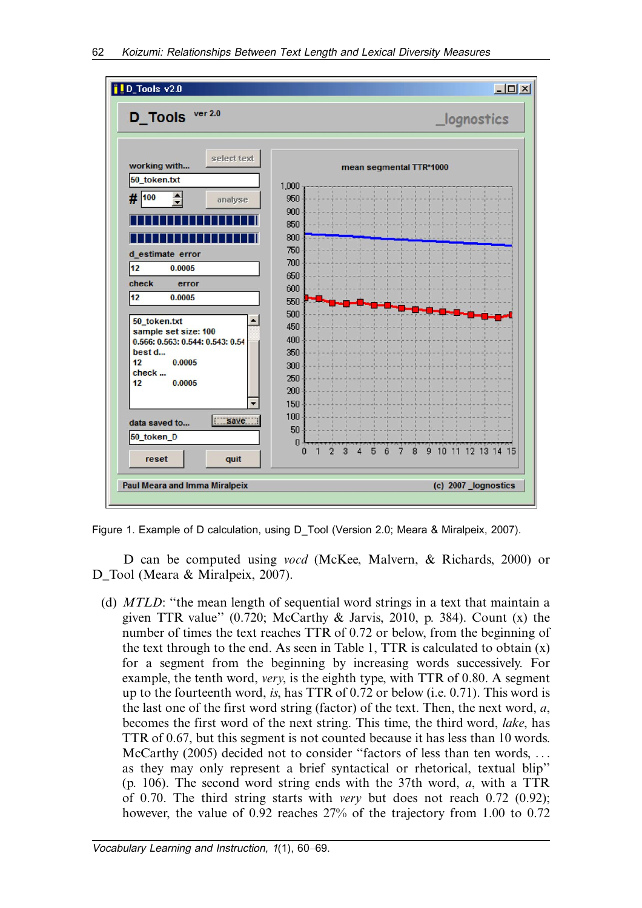Figure 1. Example of D calculation, using D_Tool (Version 2.0; Meara & Miralpeix, 2007).

D can be computed using *vocd* (McKee, Malvern, & Richards, 2000) or D_Tool (Meara & Miralpeix, 2007).

(d) *MTLD*: "the mean length of sequential word strings in a text that maintain a given TTR value" (0.720; McCarthy & Jarvis, 2010, p. 384). Count (x) the number of times the text reaches TTR of 0.72 or below, from the beginning of the text through to the end. As seen in Table 1, TTR is calculated to obtain (x) for a segment from the beginning by increasing words successively. For example, the tenth word, *very*, is the eighth type, with TTR of 0.80. A segment up to the fourteenth word, *is*, has TTR of 0.72 or below (i.e. 0.71). This word is the last one of the first word string (factor) of the text. Then, the next word, *a*, becomes the first word of the next string. This time, the third word, *lake*, has TTR of 0.67, but this segment is not counted because it has less than 10 words. McCarthy (2005) decided not to consider "factors of less than ten words, . . . as they may only represent a brief syntactical or rhetorical, textual blip" (p. 106). The second word string ends with the 37th word, *a*, with a TTR of 0.70. The third string starts with *very* but does not reach 0.72 (0.92); however, the value of 0.92 reaches 27% of the trajectory from 1.00 to 0.72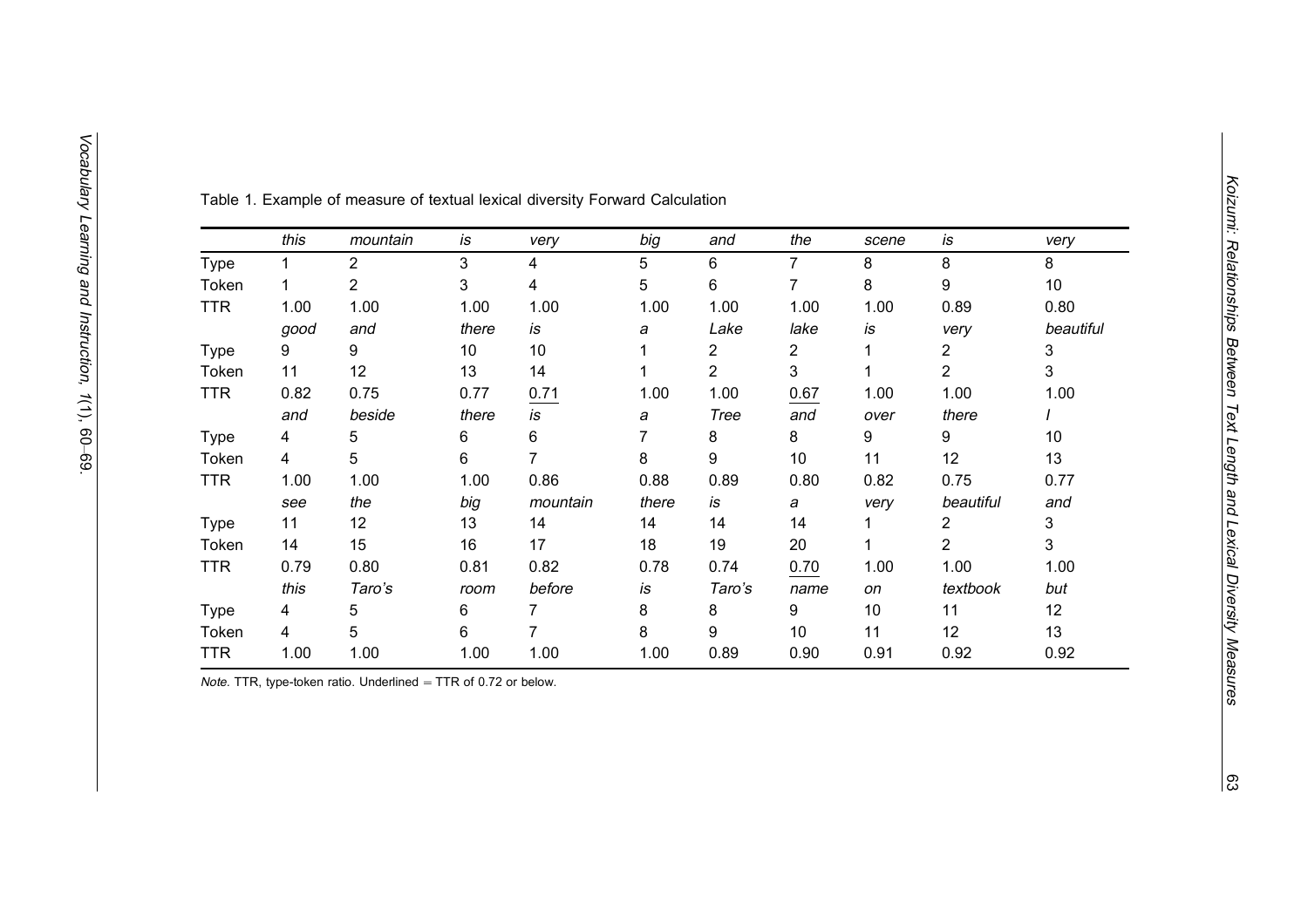Table 1. Example of measure of textual lexical diversity Forward Calculation

| | *this* | *mountain* | *is* | *very* | *big* | *and* | *the* | *scene* | *is* | *very* |
|---|---|---|---|---|---|---|---|---|---|---|
| Type | 1 | 2 | 3 | 4 | 5 | 6 | 7 | 8 | 8 | 8 |
| Token | 1 | 2 | 3 | 4 | 5 | 6 | 7 | 8 | 9 | 10 |
| TTR | 1.00 | 1.00 | 1.00 | 1.00 | 1.00 | 1.00 | 1.00 | 1.00 | 0.89 | 0.80 |
| | *good* | *and* | *there* | *is* | *a* | *Lake* | *lake* | *is* | *very* | *beautiful* |
| Type | 9 | 9 | 10 | 10 | 1 | 2 | 2 | 1 | 2 | 3 |
| Token | 11 | 12 | 13 | 14 | 1 | 2 | 3 | 1 | 2 | 3 |
| TTR | 0.82 | 0.75 | 0.77 | <u>0.71</u> | 1.00 | 1.00 | <u>0.67</u> | 1.00 | 1.00 | 1.00 |
| | *and* | *beside* | *there* | *is* | *a* | *Tree* | *and* | *over* | *there* | *I* |
| Type | 4 | 5 | 6 | 6 | 7 | 8 | 8 | 9 | 9 | 10 |
| Token | 4 | 5 | 6 | 7 | 8 | 9 | 10 | 11 | 12 | 13 |
| TTR | 1.00 | 1.00 | 1.00 | 0.86 | 0.88 | 0.89 | 0.80 | 0.82 | 0.75 | 0.77 |
| | *see* | *the* | *big* | *mountain* | *there* | *is* | *a* | *very* | *beautiful* | *and* |
| Type | 11 | 12 | 13 | 14 | 14 | 14 | 14 | 1 | 2 | 3 |
| Token | 14 | 15 | 16 | 17 | 18 | 19 | 20 | 1 | 2 | 3 |
| TTR | 0.79 | 0.80 | 0.81 | 0.82 | 0.78 | 0.74 | <u>0.70</u> | 1.00 | 1.00 | 1.00 |
| | *this* | *Taro's* | *room* | *before* | *is* | *Taro's* | *name* | *on* | *textbook* | *but* |
| Type | 4 | 5 | 6 | 7 | 8 | 8 | 9 | 10 | 11 | 12 |
| Token | 4 | 5 | 6 | 7 | 8 | 9 | 10 | 11 | 12 | 13 |
| TTR | 1.00 | 1.00 | 1.00 | 1.00 | 1.00 | 0.89 | 0.90 | 0.91 | 0.92 | 0.92 |

*Note.* TTR, type-token ratio. Underlined = TTR of 0.72 or below.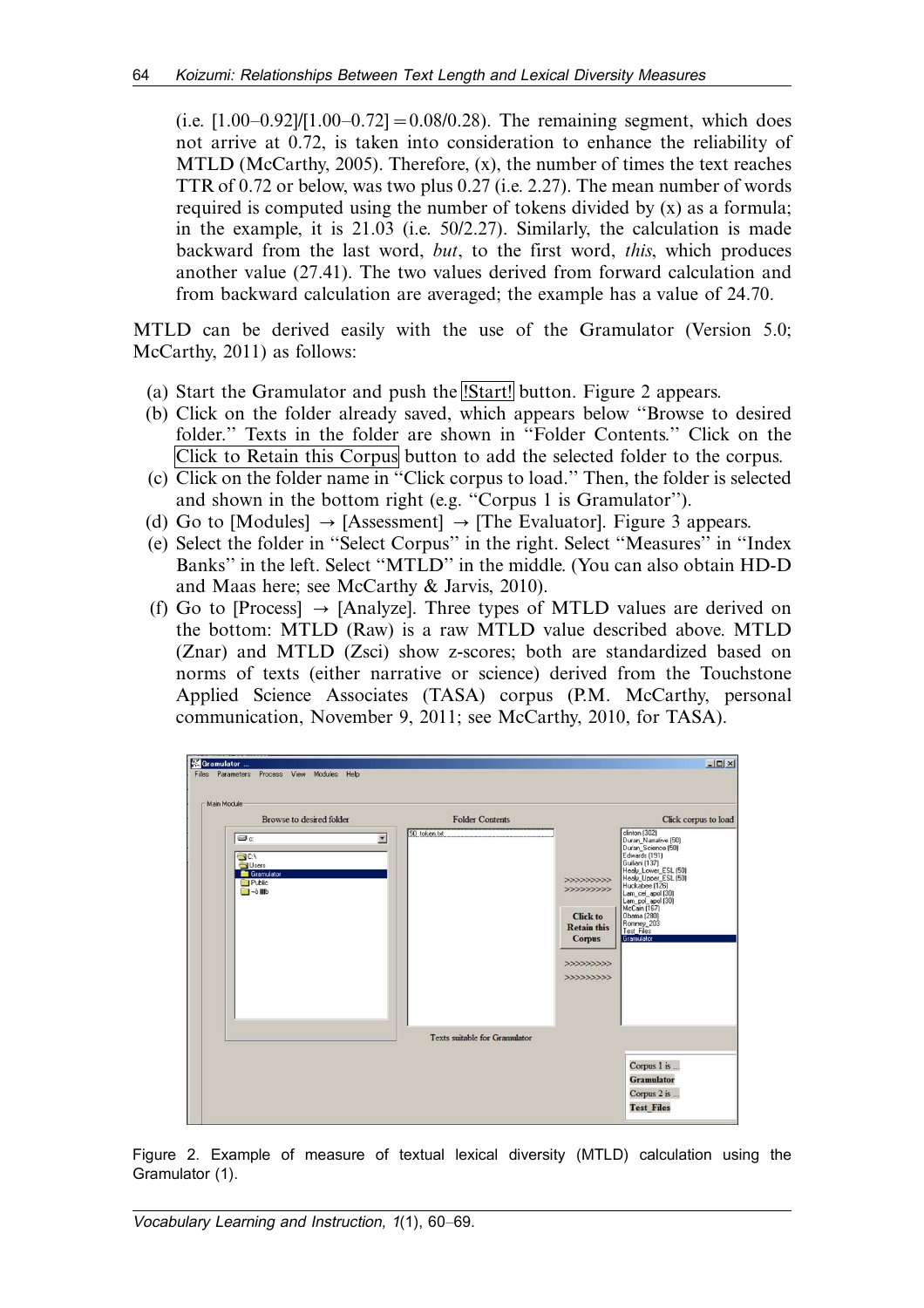(i.e. [1.00–0.92]/[1.00–0.72] = 0.08/0.28). The remaining segment, which does not arrive at 0.72, is taken into consideration to enhance the reliability of MTLD (McCarthy, 2005). Therefore, (x), the number of times the text reaches TTR of 0.72 or below, was two plus 0.27 (i.e. 2.27). The mean number of words required is computed using the number of tokens divided by (x) as a formula; in the example, it is 21.03 (i.e. 50/2.27). Similarly, the calculation is made backward from the last word, *but*, to the first word, *this*, which produces another value (27.41). The two values derived from forward calculation and from backward calculation are averaged; the example has a value of 24.70.

MTLD can be derived easily with the use of the Gramulator (Version 5.0; McCarthy, 2011) as follows:

(a) Start the Gramulator and push the !Start! button. Figure 2 appears.
(b) Click on the folder already saved, which appears below "Browse to desired folder." Texts in the folder are shown in "Folder Contents." Click on the Click to Retain this Corpus button to add the selected folder to the corpus.
(c) Click on the folder name in "Click corpus to load." Then, the folder is selected and shown in the bottom right (e.g. "Corpus 1 is Gramulator").
(d) Go to [Modules] → [Assessment] → [The Evaluator]. Figure 3 appears.
(e) Select the folder in "Select Corpus" in the right. Select "Measures" in "Index Banks" in the left. Select "MTLD" in the middle. (You can also obtain HD-D and Maas here; see McCarthy & Jarvis, 2010).
(f) Go to [Process] → [Analyze]. Three types of MTLD values are derived on the bottom: MTLD (Raw) is a raw MTLD value described above. MTLD (Znar) and MTLD (Zsci) show z-scores; both are standardized based on norms of texts (either narrative or science) derived from the Touchstone Applied Science Associates (TASA) corpus (P.M. McCarthy, personal communication, November 9, 2011; see McCarthy, 2010, for TASA).

Figure 2. Example of measure of textual lexical diversity (MTLD) calculation using the Gramulator (1).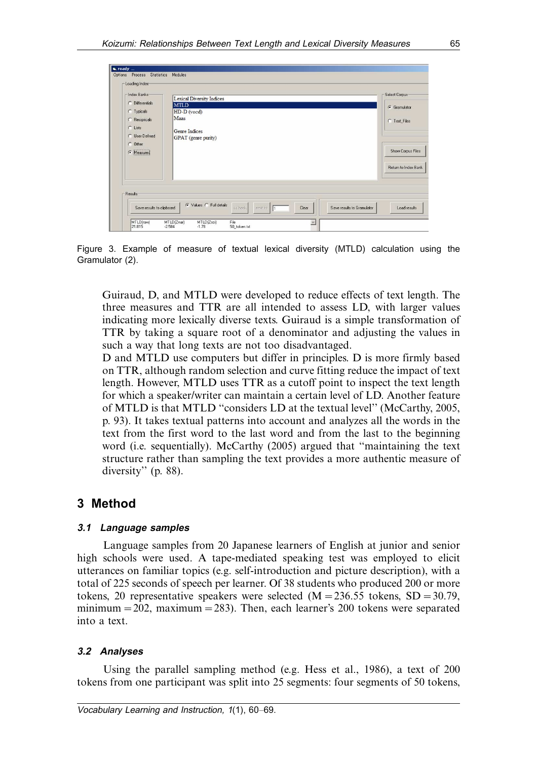Figure 3. Example of measure of textual lexical diversity (MTLD) calculation using the Gramulator (2).

Guiraud, D, and MTLD were developed to reduce effects of text length. The three measures and TTR are all intended to assess LD, with larger values indicating more lexically diverse texts. Guiraud is a simple transformation of TTR by taking a square root of a denominator and adjusting the values in such a way that long texts are not too disadvantaged.

D and MTLD use computers but differ in principles. D is more firmly based on TTR, although random selection and curve fitting reduce the impact of text length. However, MTLD uses TTR as a cutoff point to inspect the text length for which a speaker/writer can maintain a certain level of LD. Another feature of MTLD is that MTLD "considers LD at the textual level" (McCarthy, 2005, p. 93). It takes textual patterns into account and analyzes all the words in the text from the first word to the last word and from the last to the beginning word (i.e. sequentially). McCarthy (2005) argued that "maintaining the text structure rather than sampling the text provides a more authentic measure of diversity" (p. 88).

## 3 Method

### 3.1 Language samples

Language samples from 20 Japanese learners of English at junior and senior high schools were used. A tape-mediated speaking test was employed to elicit utterances on familiar topics (e.g. self-introduction and picture description), with a total of 225 seconds of speech per learner. Of 38 students who produced 200 or more tokens, 20 representative speakers were selected ($M = 236.55$ tokens, $SD = 30.79$, minimum = 202, maximum = 283). Then, each learner's 200 tokens were separated into a text.

### 3.2 Analyses

Using the parallel sampling method (e.g. Hess et al., 1986), a text of 200 tokens from one participant was split into 25 segments: four segments of 50 tokens,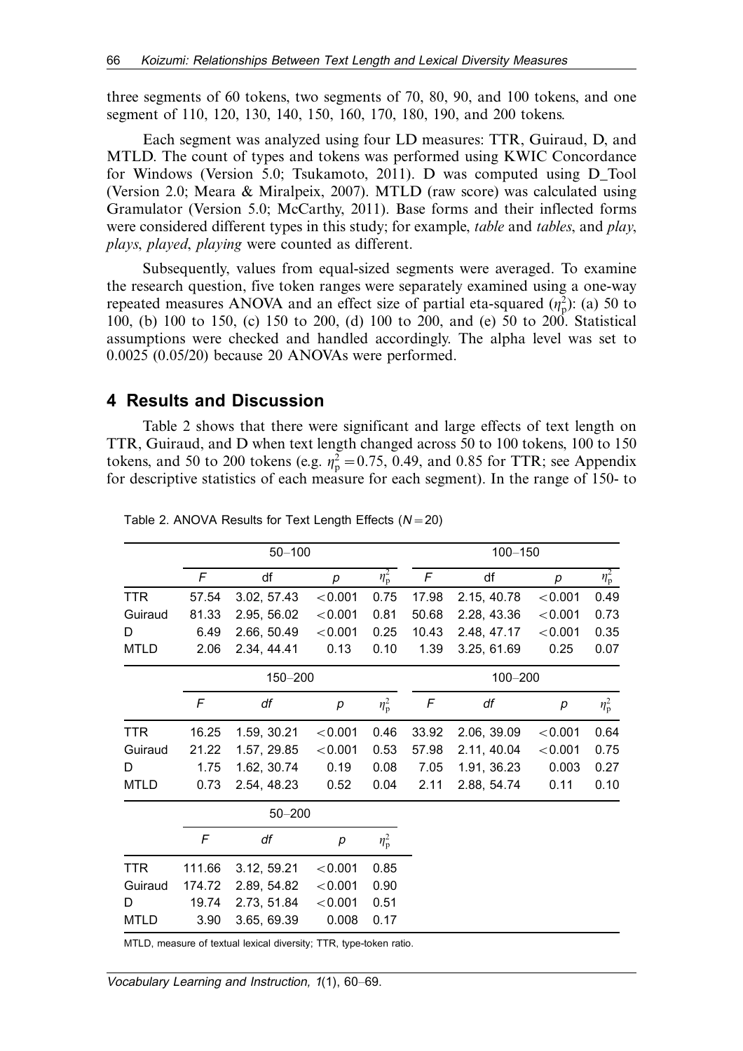three segments of 60 tokens, two segments of 70, 80, 90, and 100 tokens, and one segment of 110, 120, 130, 140, 150, 160, 170, 180, 190, and 200 tokens.

Each segment was analyzed using four LD measures: TTR, Guiraud, D, and MTLD. The count of types and tokens was performed using KWIC Concordance for Windows (Version 5.0; Tsukamoto, 2011). D was computed using D_Tool (Version 2.0; Meara & Miralpeix, 2007). MTLD (raw score) was calculated using Gramulator (Version 5.0; McCarthy, 2011). Base forms and their inflected forms were considered different types in this study; for example, *table* and *tables*, and *play*, *plays*, *played*, *playing* were counted as different.

Subsequently, values from equal-sized segments were averaged. To examine the research question, five token ranges were separately examined using a one-way repeated measures ANOVA and an effect size of partial eta-squared ($\eta_p^2$): (a) 50 to 100, (b) 100 to 150, (c) 150 to 200, (d) 100 to 200, and (e) 50 to 200. Statistical assumptions were checked and handled accordingly. The alpha level was set to 0.0025 (0.05/20) because 20 ANOVAs were performed.

## 4 Results and Discussion

Table 2 shows that there were significant and large effects of text length on TTR, Guiraud, and D when text length changed across 50 to 100 tokens, 100 to 150 tokens, and 50 to 200 tokens (e.g. $\eta_p^2 = 0.75$, 0.49, and 0.85 for TTR; see Appendix for descriptive statistics of each measure for each segment). In the range of 150- to

Table 2. ANOVA Results for Text Length Effects ($N = 20$)

| | 50–100 | | | | 100–150 | | | |
|---|---|---|---|---|---|---|---|---|
| | $F$ | df | $p$ | $\eta_p^2$ | $F$ | df | $p$ | $\eta_p^2$ |
| TTR | 57.54 | 3.02, 57.43 | <0.001 | 0.75 | 17.98 | 2.15, 40.78 | <0.001 | 0.49 |
| Guiraud | 81.33 | 2.95, 56.02 | <0.001 | 0.81 | 50.68 | 2.28, 43.36 | <0.001 | 0.73 |
| D | 6.49 | 2.66, 50.49 | <0.001 | 0.25 | 10.43 | 2.48, 47.17 | <0.001 | 0.35 |
| MTLD | 2.06 | 2.34, 44.41 | 0.13 | 0.10 | 1.39 | 3.25, 61.69 | 0.25 | 0.07 |
| | 150–200 | | | | 100–200 | | | |
| | $F$ | $df$ | $p$ | $\eta_p^2$ | $F$ | $df$ | $p$ | $\eta_p^2$ |
| TTR | 16.25 | 1.59, 30.21 | <0.001 | 0.46 | 33.92 | 2.06, 39.09 | <0.001 | 0.64 |
| Guiraud | 21.22 | 1.57, 29.85 | <0.001 | 0.53 | 57.98 | 2.11, 40.04 | <0.001 | 0.75 |
| D | 1.75 | 1.62, 30.74 | 0.19 | 0.08 | 7.05 | 1.91, 36.23 | 0.003 | 0.27 |
| MTLD | 0.73 | 2.54, 48.23 | 0.52 | 0.04 | 2.11 | 2.88, 54.74 | 0.11 | 0.10 |
| | 50–200 | | | | | | | |
| | $F$ | $df$ | $p$ | $\eta_p^2$ | | | | |
| TTR | 111.66 | 3.12, 59.21 | <0.001 | 0.85 | | | | |
| Guiraud | 174.72 | 2.89, 54.82 | <0.001 | 0.90 | | | | |
| D | 19.74 | 2.73, 51.84 | <0.001 | 0.51 | | | | |
| MTLD | 3.90 | 3.65, 69.39 | 0.008 | 0.17 | | | | |

MTLD, measure of textual lexical diversity; TTR, type-token ratio.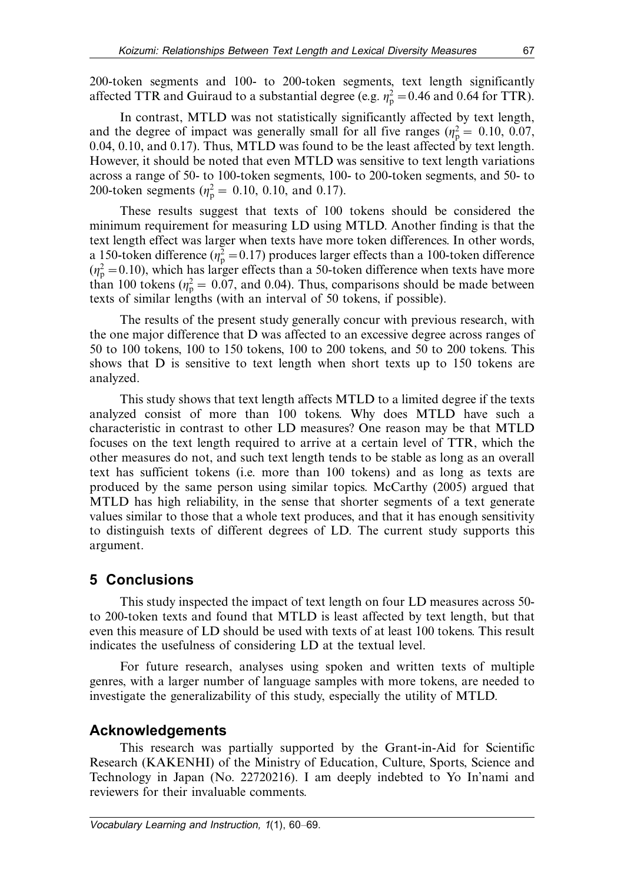200-token segments and 100- to 200-token segments, text length significantly affected TTR and Guiraud to a substantial degree (e.g. $\eta_p^2 = 0.46$ and 0.64 for TTR).

In contrast, MTLD was not statistically significantly affected by text length, and the degree of impact was generally small for all five ranges ($\eta_p^2 =$ 0.10, 0.07, 0.04, 0.10, and 0.17). Thus, MTLD was found to be the least affected by text length. However, it should be noted that even MTLD was sensitive to text length variations across a range of 50- to 100-token segments, 100- to 200-token segments, and 50- to 200-token segments ($\eta_p^2 =$ 0.10, 0.10, and 0.17).

These results suggest that texts of 100 tokens should be considered the minimum requirement for measuring LD using MTLD. Another finding is that the text length effect was larger when texts have more token differences. In other words, a 150-token difference ($\eta_p^2 = 0.17$) produces larger effects than a 100-token difference ($\eta_p^2 = 0.10$), which has larger effects than a 50-token difference when texts have more than 100 tokens ($\eta_p^2 =$ 0.07, and 0.04). Thus, comparisons should be made between texts of similar lengths (with an interval of 50 tokens, if possible).

The results of the present study generally concur with previous research, with the one major difference that D was affected to an excessive degree across ranges of 50 to 100 tokens, 100 to 150 tokens, 100 to 200 tokens, and 50 to 200 tokens. This shows that D is sensitive to text length when short texts up to 150 tokens are analyzed.

This study shows that text length affects MTLD to a limited degree if the texts analyzed consist of more than 100 tokens. Why does MTLD have such a characteristic in contrast to other LD measures? One reason may be that MTLD focuses on the text length required to arrive at a certain level of TTR, which the other measures do not, and such text length tends to be stable as long as an overall text has sufficient tokens (i.e. more than 100 tokens) and as long as texts are produced by the same person using similar topics. McCarthy (2005) argued that MTLD has high reliability, in the sense that shorter segments of a text generate values similar to those that a whole text produces, and that it has enough sensitivity to distinguish texts of different degrees of LD. The current study supports this argument.

## 5 Conclusions

This study inspected the impact of text length on four LD measures across 50- to 200-token texts and found that MTLD is least affected by text length, but that even this measure of LD should be used with texts of at least 100 tokens. This result indicates the usefulness of considering LD at the textual level.

For future research, analyses using spoken and written texts of multiple genres, with a larger number of language samples with more tokens, are needed to investigate the generalizability of this study, especially the utility of MTLD.

## Acknowledgements

This research was partially supported by the Grant-in-Aid for Scientific Research (KAKENHI) of the Ministry of Education, Culture, Sports, Science and Technology in Japan (No. 22720216). I am deeply indebted to Yo In'nami and reviewers for their invaluable comments.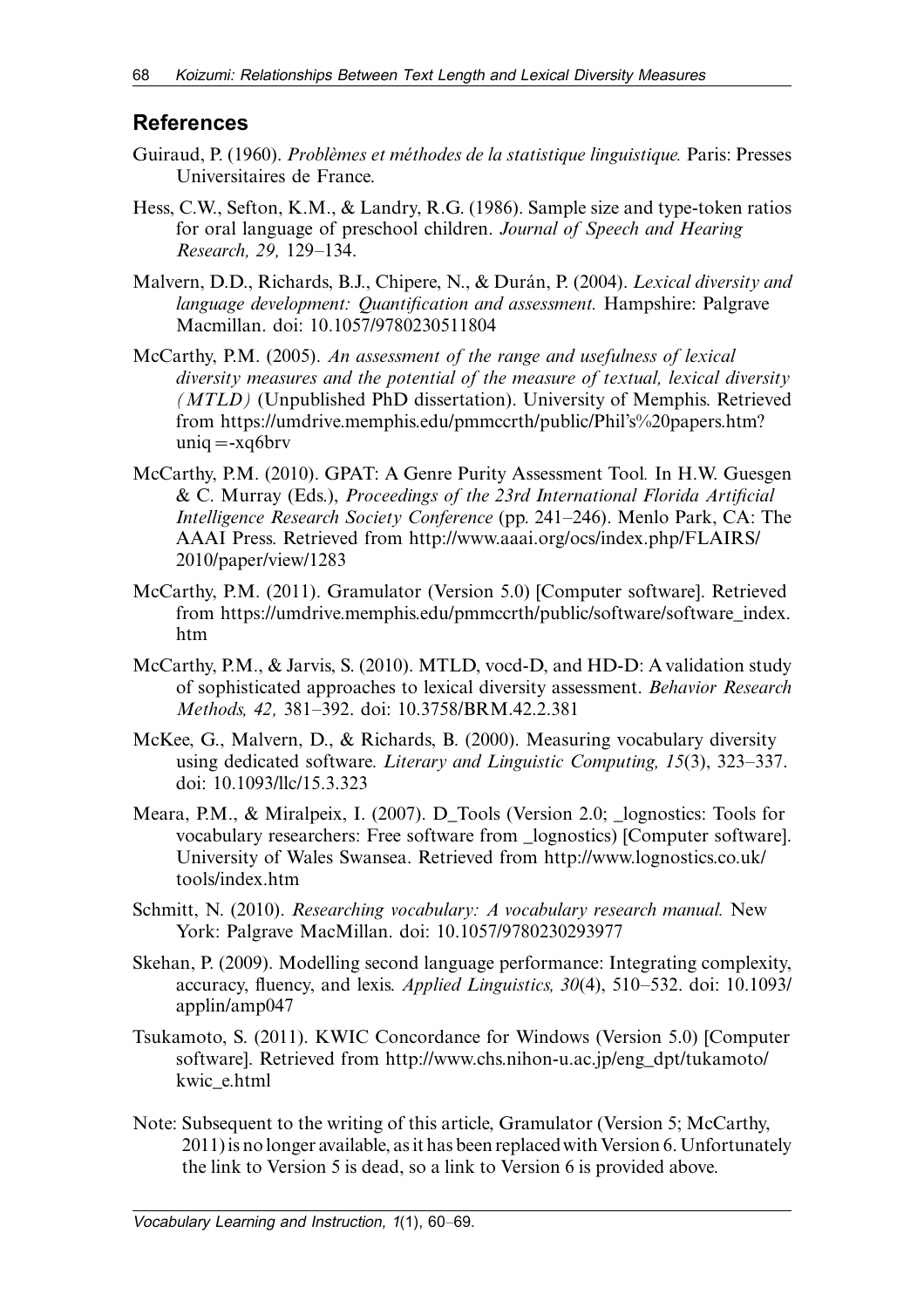## References

Guiraud, P. (1960). *Problèmes et méthodes de la statistique linguistique.* Paris: Presses Universitaires de France.

Hess, C.W., Sefton, K.M., & Landry, R.G. (1986). Sample size and type-token ratios for oral language of preschool children. *Journal of Speech and Hearing Research, 29,* 129–134.

Malvern, D.D., Richards, B.J., Chipere, N., & Durán, P. (2004). *Lexical diversity and language development: Quantification and assessment.* Hampshire: Palgrave Macmillan. doi: 10.1057/9780230511804

McCarthy, P.M. (2005). *An assessment of the range and usefulness of lexical diversity measures and the potential of the measure of textual, lexical diversity (MTLD)* (Unpublished PhD dissertation). University of Memphis. Retrieved from https://umdrive.memphis.edu/pmmccrth/public/Phil's%20papers.htm?uniq=-xq6brv

McCarthy, P.M. (2010). GPAT: A Genre Purity Assessment Tool. In H.W. Guesgen & C. Murray (Eds.), *Proceedings of the 23rd International Florida Artificial Intelligence Research Society Conference* (pp. 241–246). Menlo Park, CA: The AAAI Press. Retrieved from http://www.aaai.org/ocs/index.php/FLAIRS/2010/paper/view/1283

McCarthy, P.M. (2011). Gramulator (Version 5.0) [Computer software]. Retrieved from https://umdrive.memphis.edu/pmmccrth/public/software/software_index.htm

McCarthy, P.M., & Jarvis, S. (2010). MTLD, vocd-D, and HD-D: A validation study of sophisticated approaches to lexical diversity assessment. *Behavior Research Methods, 42,* 381–392. doi: 10.3758/BRM.42.2.381

McKee, G., Malvern, D., & Richards, B. (2000). Measuring vocabulary diversity using dedicated software. *Literary and Linguistic Computing, 15*(3), 323–337. doi: 10.1093/llc/15.3.323

Meara, P.M., & Miralpeix, I. (2007). D_Tools (Version 2.0; _lognostics: Tools for vocabulary researchers: Free software from _lognostics) [Computer software]. University of Wales Swansea. Retrieved from http://www.lognostics.co.uk/tools/index.htm

Schmitt, N. (2010). *Researching vocabulary: A vocabulary research manual.* New York: Palgrave MacMillan. doi: 10.1057/9780230293977

Skehan, P. (2009). Modelling second language performance: Integrating complexity, accuracy, fluency, and lexis. *Applied Linguistics, 30*(4), 510–532. doi: 10.1093/applin/amp047

Tsukamoto, S. (2011). KWIC Concordance for Windows (Version 5.0) [Computer software]. Retrieved from http://www.chs.nihon-u.ac.jp/eng_dpt/tukamoto/kwic_e.html

Note: Subsequent to the writing of this article, Gramulator (Version 5; McCarthy, 2011) is no longer available, as it has been replaced with Version 6. Unfortunately the link to Version 5 is dead, so a link to Version 6 is provided above.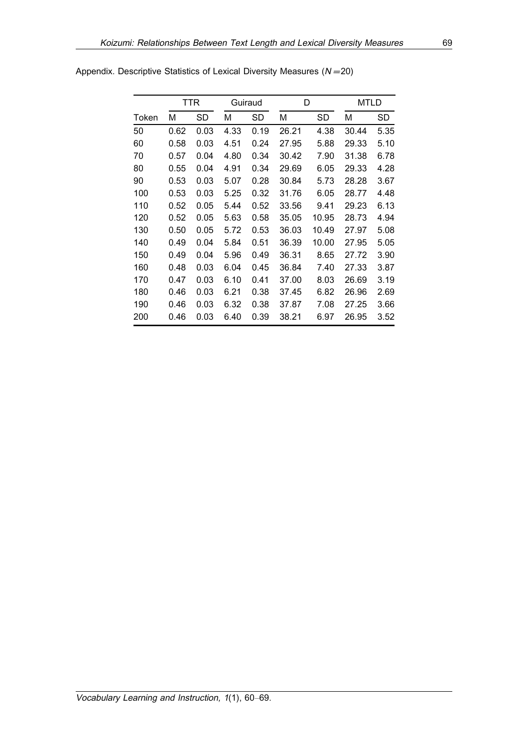Appendix. Descriptive Statistics of Lexical Diversity Measures ($N = 20$)

| | TTR | | Guiraud | | D | | MTLD | |
|---|---|---|---|---|---|---|---|---|
| Token | M | SD | M | SD | M | SD | M | SD |
| 50 | 0.62 | 0.03 | 4.33 | 0.19 | 26.21 | 4.38 | 30.44 | 5.35 |
| 60 | 0.58 | 0.03 | 4.51 | 0.24 | 27.95 | 5.88 | 29.33 | 5.10 |
| 70 | 0.57 | 0.04 | 4.80 | 0.34 | 30.42 | 7.90 | 31.38 | 6.78 |
| 80 | 0.55 | 0.04 | 4.91 | 0.34 | 29.69 | 6.05 | 29.33 | 4.28 |
| 90 | 0.53 | 0.03 | 5.07 | 0.28 | 30.84 | 5.73 | 28.28 | 3.67 |
| 100 | 0.53 | 0.03 | 5.25 | 0.32 | 31.76 | 6.05 | 28.77 | 4.48 |
| 110 | 0.52 | 0.05 | 5.44 | 0.52 | 33.56 | 9.41 | 29.23 | 6.13 |
| 120 | 0.52 | 0.05 | 5.63 | 0.58 | 35.05 | 10.95 | 28.73 | 4.94 |
| 130 | 0.50 | 0.05 | 5.72 | 0.53 | 36.03 | 10.49 | 27.97 | 5.08 |
| 140 | 0.49 | 0.04 | 5.84 | 0.51 | 36.39 | 10.00 | 27.95 | 5.05 |
| 150 | 0.49 | 0.04 | 5.96 | 0.49 | 36.31 | 8.65 | 27.72 | 3.90 |
| 160 | 0.48 | 0.03 | 6.04 | 0.45 | 36.84 | 7.40 | 27.33 | 3.87 |
| 170 | 0.47 | 0.03 | 6.10 | 0.41 | 37.00 | 8.03 | 26.69 | 3.19 |
| 180 | 0.46 | 0.03 | 6.21 | 0.38 | 37.45 | 6.82 | 26.96 | 2.69 |
| 190 | 0.46 | 0.03 | 6.32 | 0.38 | 37.87 | 7.08 | 27.25 | 3.66 |
| 200 | 0.46 | 0.03 | 6.40 | 0.39 | 38.21 | 6.97 | 26.95 | 3.52 |